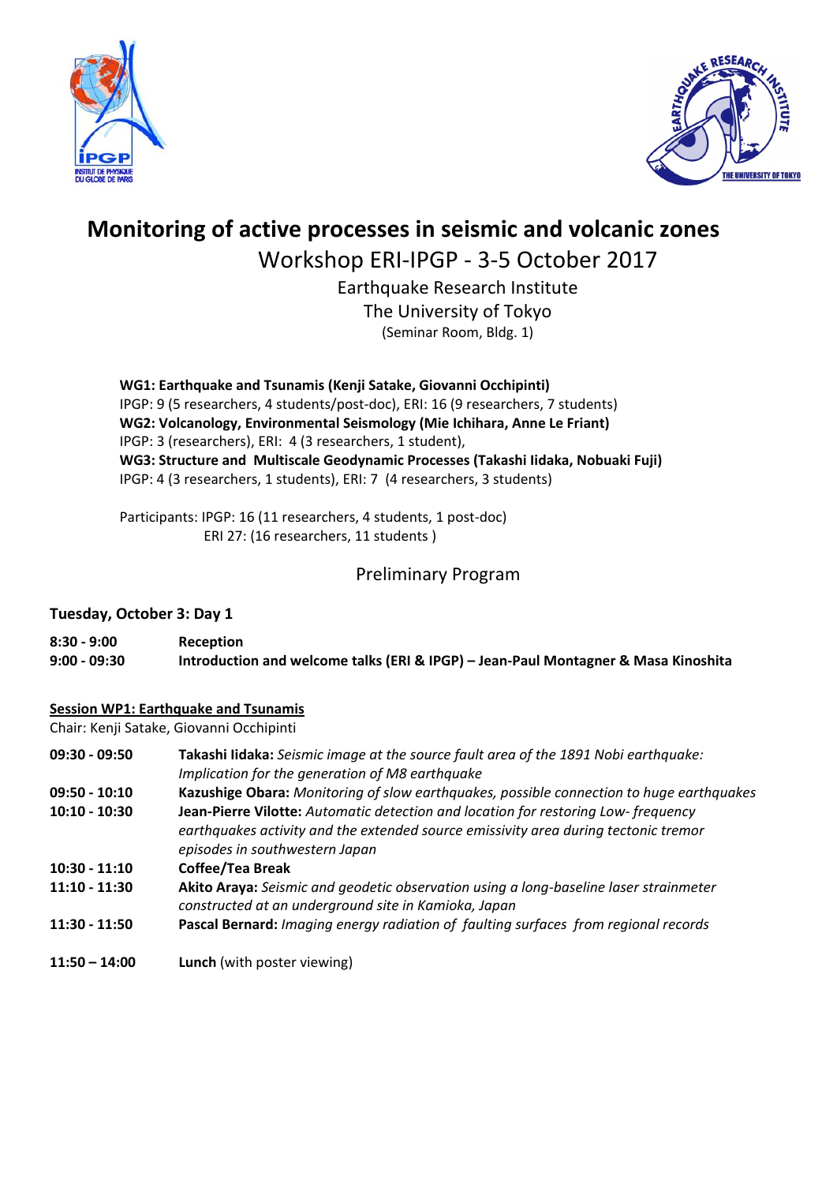# Monitoring of active processes in seismic and volcanic zones

## Workshop ERI-IPGP - 3-5 October 2017

Earthquake Research Institute

The University of Tokyo

(Seminar Room, Bldg. 1)

**WG1: Earthquake and Tsunamis (Kenji Satake, Giovanni Occhipinti)**
IPGP: 9 (5 researchers, 4 students/post-doc), ERI: 16 (9 researchers, 7 students)
**WG2: Volcanology, Environmental Seismology (Mie Ichihara, Anne Le Friant)**
IPGP: 3 (researchers), ERI: 4 (3 researchers, 1 student),
**WG3: Structure and Multiscale Geodynamic Processes (Takashi Iidaka, Nobuaki Fuji)**
IPGP: 4 (3 researchers, 1 students), ERI: 7 (4 researchers, 3 students)

Participants: IPGP: 16 (11 researchers, 4 students, 1 post-doc)
ERI 27: (16 researchers, 11 students )

### Preliminary Program

**Tuesday, October 3: Day 1**

| | |
|---|---|
| **8:30 - 9:00** | **Reception** |
| **9:00 - 09:30** | **Introduction and welcome talks (ERI & IPGP) – Jean-Paul Montagner & Masa Kinoshita** |

**Session WP1: Earthquake and Tsunamis**
Chair: Kenji Satake, Giovanni Occhipinti

| | |
|---|---|
| **09:30 - 09:50** | **Takashi Iidaka:** *Seismic image at the source fault area of the 1891 Nobi earthquake: Implication for the generation of M8 earthquake* |
| **09:50 - 10:10** | **Kazushige Obara:** *Monitoring of slow earthquakes, possible connection to huge earthquakes* |
| **10:10 - 10:30** | **Jean-Pierre Vilotte:** *Automatic detection and location for restoring Low- frequency earthquakes activity and the extended source emissivity area during tectonic tremor episodes in southwestern Japan* |
| **10:30 - 11:10** | **Coffee/Tea Break** |
| **11:10 - 11:30** | **Akito Araya:** *Seismic and geodetic observation using a long-baseline laser strainmeter constructed at an underground site in Kamioka, Japan* |
| **11:30 - 11:50** | **Pascal Bernard:** *Imaging energy radiation of faulting surfaces from regional records* |
| **11:50 – 14:00** | **Lunch** (with poster viewing) |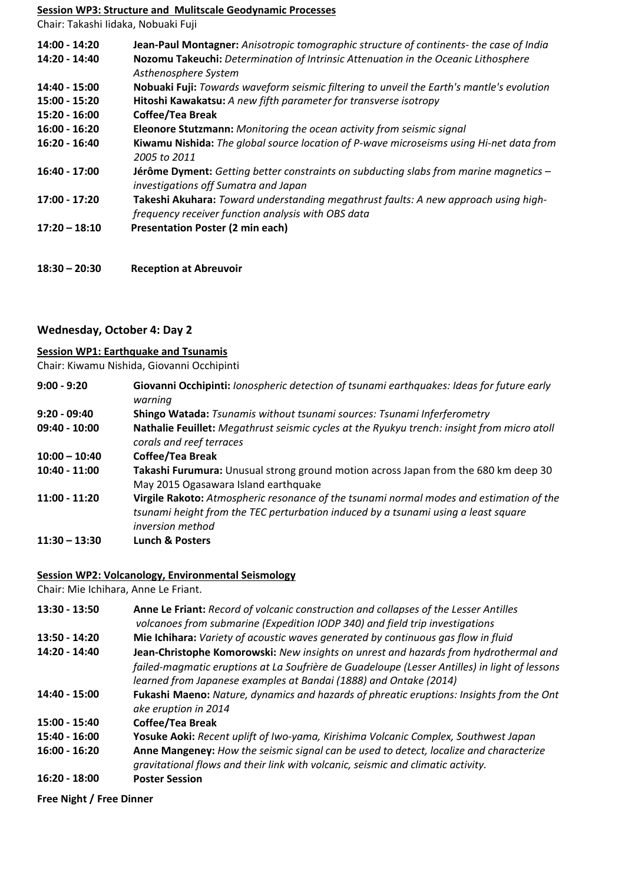**Session WP3: Structure and Mulitscale Geodynamic Processes**

Chair: Takashi Iidaka, Nobuaki Fuji

| | |
|---|---|
| 14:00 - 14:20 | **Jean-Paul Montagner:** *Anisotropic tomographic structure of continents- the case of India* |
| 14:20 - 14:40 | **Nozomu Takeuchi:** *Determination of Intrinsic Attenuation in the Oceanic Lithosphere Asthenosphere System* |
| 14:40 - 15:00 | **Nobuaki Fuji:** *Towards waveform seismic filtering to unveil the Earth's mantle's evolution* |
| 15:00 - 15:20 | **Hitoshi Kawakatsu:** *A new fifth parameter for transverse isotropy* |
| 15:20 - 16:00 | **Coffee/Tea Break** |
| 16:00 - 16:20 | **Eleonore Stutzmann:** *Monitoring the ocean activity from seismic signal* |
| 16:20 - 16:40 | **Kiwamu Nishida:** *The global source location of P-wave microseisms using Hi-net data from 2005 to 2011* |
| 16:40 - 17:00 | **Jérôme Dyment:** *Getting better constraints on subducting slabs from marine magnetics – investigations off Sumatra and Japan* |
| 17:00 - 17:20 | **Takeshi Akuhara:** *Toward understanding megathrust faults: A new approach using high-frequency receiver function analysis with OBS data* |
| 17:20 – 18:10 | **Presentation Poster (2 min each)** |
| 18:30 – 20:30 | **Reception at Abreuvoir** |

## Wednesday, October 4: Day 2

**Session WP1: Earthquake and Tsunamis**

Chair: Kiwamu Nishida, Giovanni Occhipinti

| | |
|---|---|
| 9:00 - 9:20 | **Giovanni Occhipinti:** *Ionospheric detection of tsunami earthquakes: Ideas for future early warning* |
| 9:20 - 09:40 | **Shingo Watada:** *Tsunamis without tsunami sources: Tsunami Inferferometry* |
| 09:40 - 10:00 | **Nathalie Feuillet:** *Megathrust seismic cycles at the Ryukyu trench: insight from micro atoll corals and reef terraces* |
| 10:00 – 10:40 | **Coffee/Tea Break** |
| 10:40 - 11:00 | **Takashi Furumura:** Unusual strong ground motion across Japan from the 680 km deep 30 May 2015 Ogasawara Island earthquake |
| 11:00 - 11:20 | **Virgile Rakoto:** *Atmospheric resonance of the tsunami normal modes and estimation of the tsunami height from the TEC perturbation induced by a tsunami using a least square inversion method* |
| 11:30 – 13:30 | **Lunch & Posters** |

**Session WP2: Volcanology, Environmental Seismology**

Chair: Mie Ichihara, Anne Le Friant.

| | |
|---|---|
| 13:30 - 13:50 | **Anne Le Friant:** *Record of volcanic construction and collapses of the Lesser Antilles volcanoes from submarine (Expedition IODP 340) and field trip investigations* |
| 13:50 - 14:20 | **Mie Ichihara:** *Variety of acoustic waves generated by continuous gas flow in fluid* |
| 14:20 - 14:40 | **Jean-Christophe Komorowski:** *New insights on unrest and hazards from hydrothermal and failed-magmatic eruptions at La Soufrière de Guadeloupe (Lesser Antilles) in light of lessons learned from Japanese examples at Bandai (1888) and Ontake (2014)* |
| 14:40 - 15:00 | **Fukashi Maeno:** *Nature, dynamics and hazards of phreatic eruptions: Insights from the Ont ake eruption in 2014* |
| 15:00 - 15:40 | **Coffee/Tea Break** |
| 15:40 - 16:00 | **Yosuke Aoki:** *Recent uplift of Iwo-yama, Kirishima Volcanic Complex, Southwest Japan* |
| 16:00 - 16:20 | **Anne Mangeney:** *How the seismic signal can be used to detect, localize and characterize gravitational flows and their link with volcanic, seismic and climatic activity.* |
| 16:20 - 18:00 | **Poster Session** |

**Free Night / Free Dinner**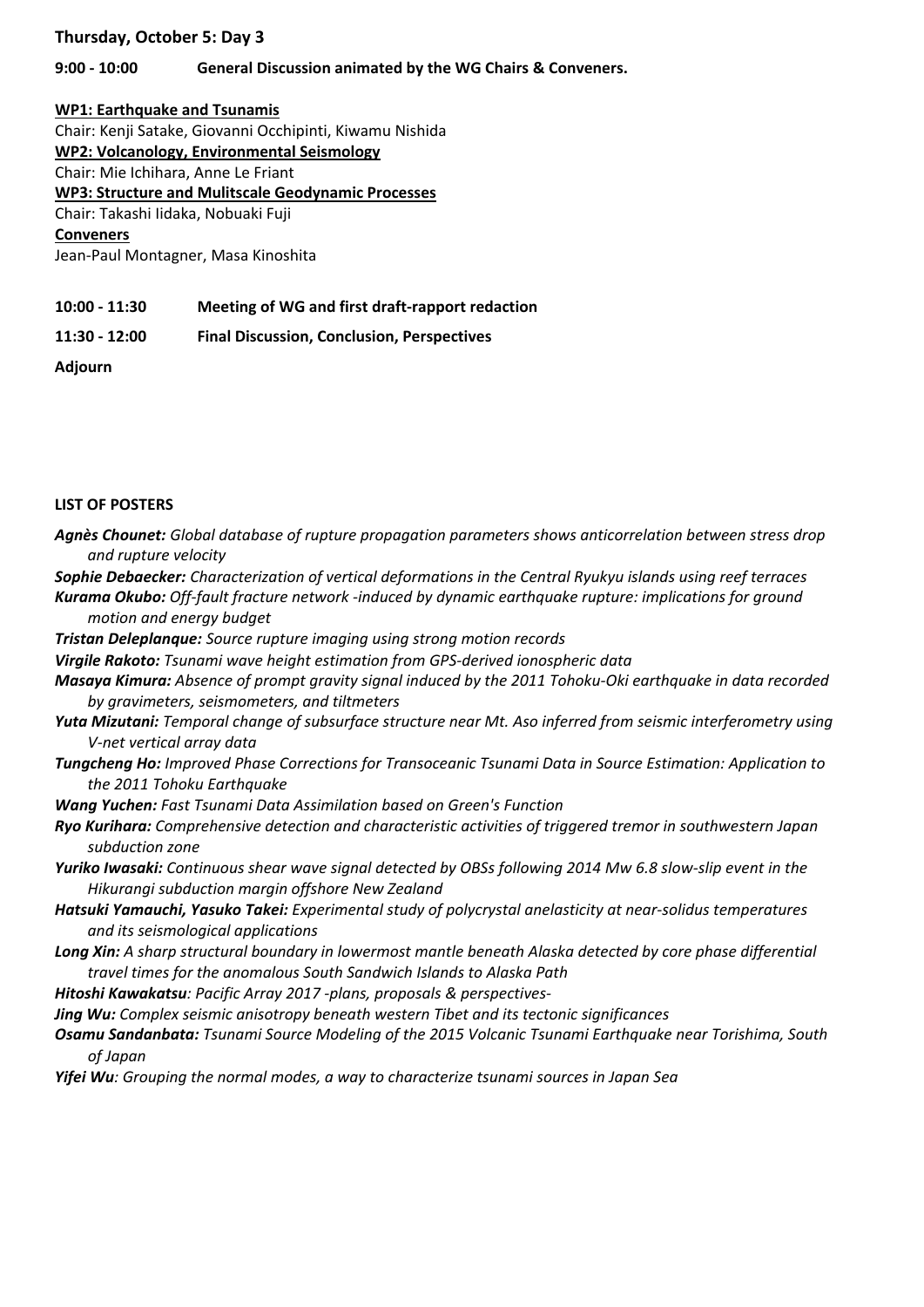**Thursday, October 5: Day 3**

**9:00 - 10:00 General Discussion animated by the WG Chairs & Conveners.**

**WP1: Earthquake and Tsunamis**
Chair: Kenji Satake, Giovanni Occhipinti, Kiwamu Nishida
**WP2: Volcanology, Environmental Seismology**
Chair: Mie Ichihara, Anne Le Friant
**WP3: Structure and Mulitscale Geodynamic Processes**
Chair: Takashi Iidaka, Nobuaki Fuji
**Conveners**
Jean-Paul Montagner, Masa Kinoshita

**10:00 - 11:30 Meeting of WG and first draft-rapport redaction**

**11:30 - 12:00 Final Discussion, Conclusion, Perspectives**

**Adjourn**

**LIST OF POSTERS**

***Agnès Chounet:*** *Global database of rupture propagation parameters shows anticorrelation between stress drop and rupture velocity*

***Sophie Debaecker:*** *Characterization of vertical deformations in the Central Ryukyu islands using reef terraces*

***Kurama Okubo:*** *Off-fault fracture network -induced by dynamic earthquake rupture: implications for ground motion and energy budget*

***Tristan Deleplanque:*** *Source rupture imaging using strong motion records*

***Virgile Rakoto:*** *Tsunami wave height estimation from GPS-derived ionospheric data*

***Masaya Kimura:*** *Absence of prompt gravity signal induced by the 2011 Tohoku-Oki earthquake in data recorded by gravimeters, seismometers, and tiltmeters*

***Yuta Mizutani:*** *Temporal change of subsurface structure near Mt. Aso inferred from seismic interferometry using V-net vertical array data*

***Tungcheng Ho:*** *Improved Phase Corrections for Transoceanic Tsunami Data in Source Estimation: Application to the 2011 Tohoku Earthquake*

***Wang Yuchen:*** *Fast Tsunami Data Assimilation based on Green's Function*

***Ryo Kurihara:*** *Comprehensive detection and characteristic activities of triggered tremor in southwestern Japan subduction zone*

***Yuriko Iwasaki:*** *Continuous shear wave signal detected by OBSs following 2014 Mw 6.8 slow-slip event in the Hikurangi subduction margin offshore New Zealand*

***Hatsuki Yamauchi, Yasuko Takei:*** *Experimental study of polycrystal anelasticity at near-solidus temperatures and its seismological applications*

***Long Xin:*** *A sharp structural boundary in lowermost mantle beneath Alaska detected by core phase differential travel times for the anomalous South Sandwich Islands to Alaska Path*

***Hitoshi Kawakatsu****: Pacific Array 2017 -plans, proposals & perspectives-*

***Jing Wu:*** *Complex seismic anisotropy beneath western Tibet and its tectonic significances*

***Osamu Sandanbata:*** *Tsunami Source Modeling of the 2015 Volcanic Tsunami Earthquake near Torishima, South of Japan*

***Yifei Wu****: Grouping the normal modes, a way to characterize tsunami sources in Japan Sea*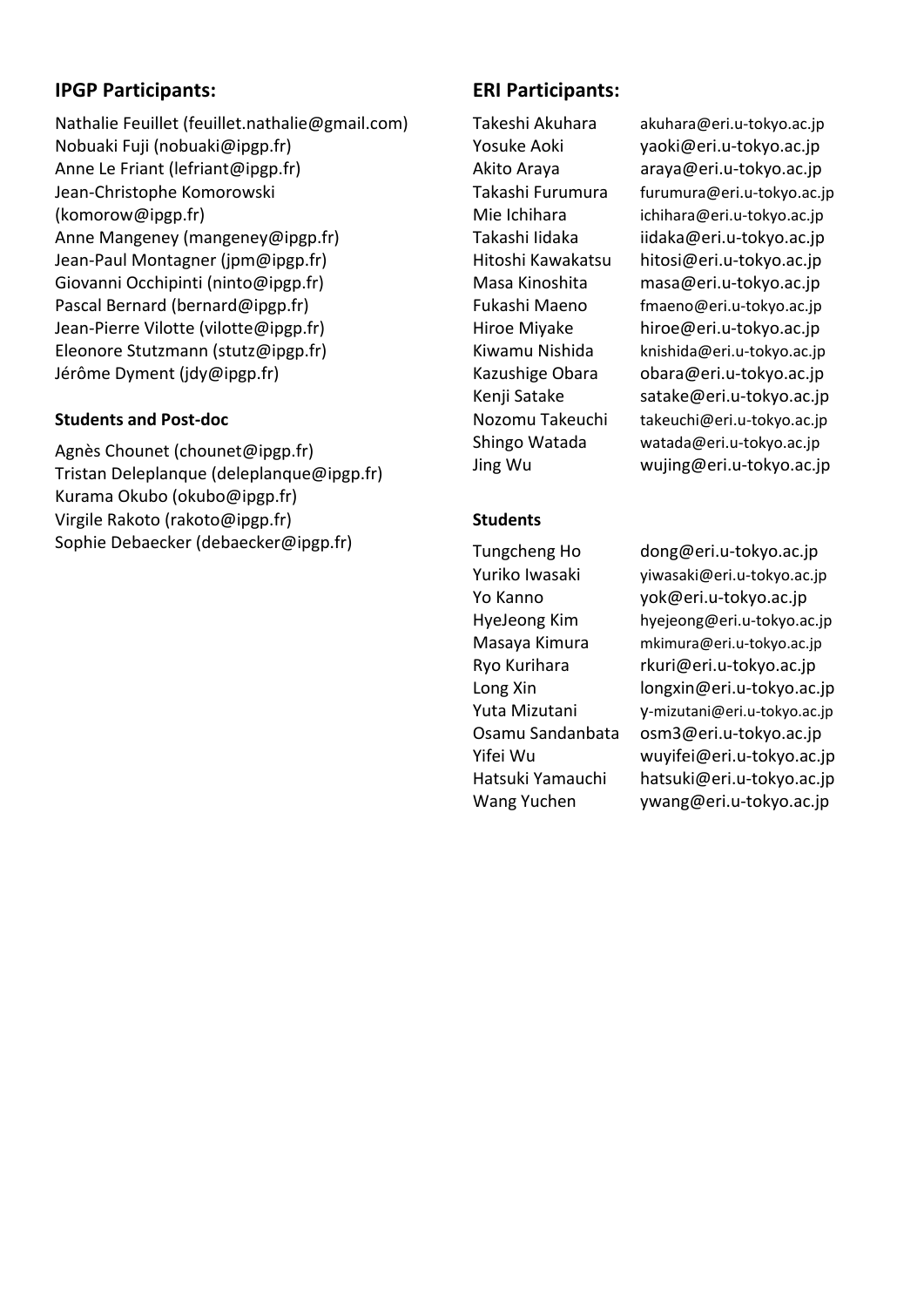## IPGP Participants:

Nathalie Feuillet (feuillet.nathalie@gmail.com)
Nobuaki Fuji (nobuaki@ipgp.fr)
Anne Le Friant (lefriant@ipgp.fr)
Jean-Christophe Komorowski (komorow@ipgp.fr)
Anne Mangeney (mangeney@ipgp.fr)
Jean-Paul Montagner (jpm@ipgp.fr)
Giovanni Occhipinti (ninto@ipgp.fr)
Pascal Bernard (bernard@ipgp.fr)
Jean-Pierre Vilotte (vilotte@ipgp.fr)
Eleonore Stutzmann (stutz@ipgp.fr)
Jérôme Dyment (jdy@ipgp.fr)

### Students and Post-doc

Agnès Chounet (chounet@ipgp.fr)
Tristan Deleplanque (deleplanque@ipgp.fr)
Kurama Okubo (okubo@ipgp.fr)
Virgile Rakoto (rakoto@ipgp.fr)
Sophie Debaecker (debaecker@ipgp.fr)

## ERI Participants:

| | |
|---|---|
| Takeshi Akuhara | akuhara@eri.u-tokyo.ac.jp |
| Yosuke Aoki | yaoki@eri.u-tokyo.ac.jp |
| Akito Araya | araya@eri.u-tokyo.ac.jp |
| Takashi Furumura | furumura@eri.u-tokyo.ac.jp |
| Mie Ichihara | ichihara@eri.u-tokyo.ac.jp |
| Takashi Iidaka | iidaka@eri.u-tokyo.ac.jp |
| Hitoshi Kawakatsu | hitosi@eri.u-tokyo.ac.jp |
| Masa Kinoshita | masa@eri.u-tokyo.ac.jp |
| Fukashi Maeno | fmaeno@eri.u-tokyo.ac.jp |
| Hiroe Miyake | hiroe@eri.u-tokyo.ac.jp |
| Kiwamu Nishida | knishida@eri.u-tokyo.ac.jp |
| Kazushige Obara | obara@eri.u-tokyo.ac.jp |
| Kenji Satake | satake@eri.u-tokyo.ac.jp |
| Nozomu Takeuchi | takeuchi@eri.u-tokyo.ac.jp |
| Shingo Watada | watada@eri.u-tokyo.ac.jp |
| Jing Wu | wujing@eri.u-tokyo.ac.jp |

### Students

| | |
|---|---|
| Tungcheng Ho | dong@eri.u-tokyo.ac.jp |
| Yuriko Iwasaki | yiwasaki@eri.u-tokyo.ac.jp |
| Yo Kanno | yok@eri.u-tokyo.ac.jp |
| HyeJeong Kim | hyejeong@eri.u-tokyo.ac.jp |
| Masaya Kimura | mkimura@eri.u-tokyo.ac.jp |
| Ryo Kurihara | rkuri@eri.u-tokyo.ac.jp |
| Long Xin | longxin@eri.u-tokyo.ac.jp |
| Yuta Mizutani | y-mizutani@eri.u-tokyo.ac.jp |
| Osamu Sandanbata | osm3@eri.u-tokyo.ac.jp |
| Yifei Wu | wuyifei@eri.u-tokyo.ac.jp |
| Hatsuki Yamauchi | hatsuki@eri.u-tokyo.ac.jp |
| Wang Yuchen | ywang@eri.u-tokyo.ac.jp |